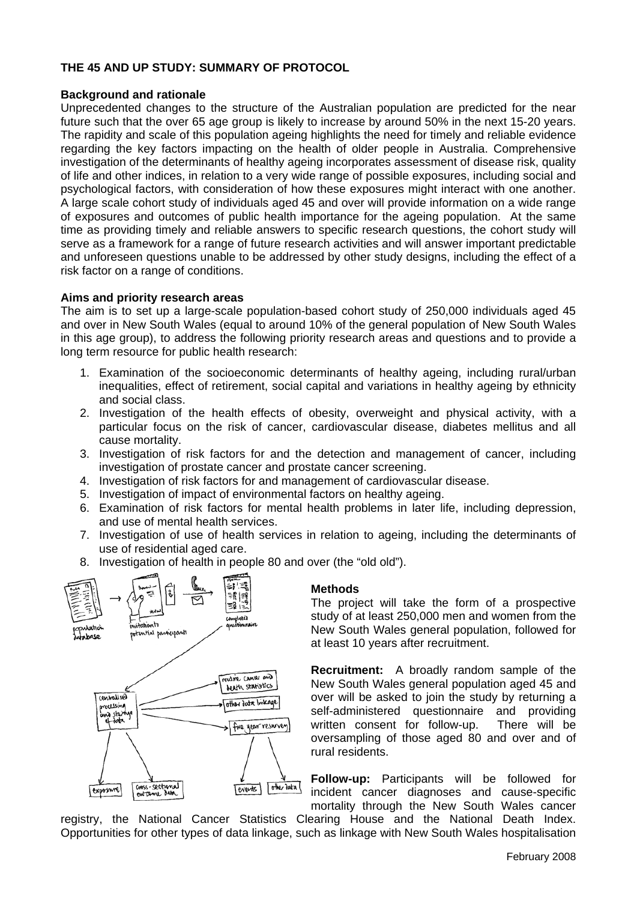# THE 45 AND UP STUDY: SUMMARY OF PROTOCOL

## Background and rationale

Unprecedented changes to the structure of the Australian population are predicted for the near future such that the over 65 age group is likely to increase by around 50% in the next 15-20 years. The rapidity and scale of this population ageing highlights the need for timely and reliable evidence regarding the key factors impacting on the health of older people in Australia. Comprehensive investigation of the determinants of healthy ageing incorporates assessment of disease risk, quality of life and other indices, in relation to a very wide range of possible exposures, including social and psychological factors, with consideration of how these exposures might interact with one another. A large scale cohort study of individuals aged 45 and over will provide information on a wide range of exposures and outcomes of public health importance for the ageing population. At the same time as providing timely and reliable answers to specific research questions, the cohort study will serve as a framework for a range of future research activities and will answer important predictable and unforeseen questions unable to be addressed by other study designs, including the effect of a risk factor on a range of conditions.

## Aims and priority research areas

The aim is to set up a large-scale population-based cohort study of 250,000 individuals aged 45 and over in New South Wales (equal to around 10% of the general population of New South Wales in this age group), to address the following priority research areas and questions and to provide a long term resource for public health research:

1. Examination of the socioeconomic determinants of healthy ageing, including rural/urban inequalities, effect of retirement, social capital and variations in healthy ageing by ethnicity and social class.
2. Investigation of the health effects of obesity, overweight and physical activity, with a particular focus on the risk of cancer, cardiovascular disease, diabetes mellitus and all cause mortality.
3. Investigation of risk factors for and the detection and management of cancer, including investigation of prostate cancer and prostate cancer screening.
4. Investigation of risk factors for and management of cardiovascular disease.
5. Investigation of impact of environmental factors on healthy ageing.
6. Examination of risk factors for mental health problems in later life, including depression, and use of mental health services.
7. Investigation of use of health services in relation to ageing, including the determinants of use of residential aged care.
8. Investigation of health in people 80 and over (the "old old").

## Methods

The project will take the form of a prospective study of at least 250,000 men and women from the New South Wales general population, followed for at least 10 years after recruitment.

**Recruitment:** A broadly random sample of the New South Wales general population aged 45 and over will be asked to join the study by returning a self-administered questionnaire and providing written consent for follow-up. There will be oversampling of those aged 80 and over and of rural residents.

**Follow-up:** Participants will be followed for incident cancer diagnoses and cause-specific mortality through the New South Wales cancer registry, the National Cancer Statistics Clearing House and the National Death Index. Opportunities for other types of data linkage, such as linkage with New South Wales hospitalisation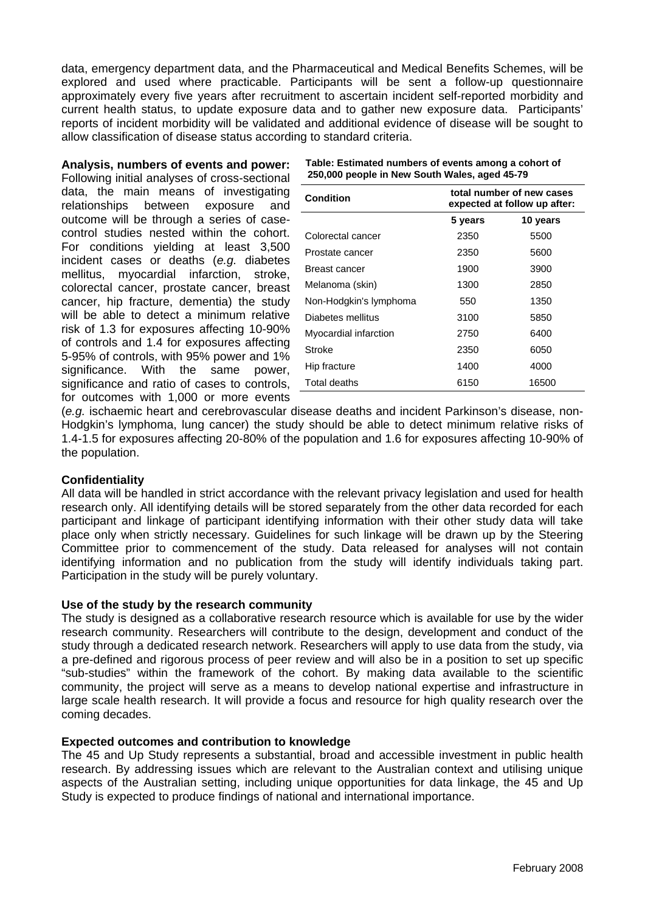data, emergency department data, and the Pharmaceutical and Medical Benefits Schemes, will be explored and used where practicable. Participants will be sent a follow-up questionnaire approximately every five years after recruitment to ascertain incident self-reported morbidity and current health status, to update exposure data and to gather new exposure data. Participants' reports of incident morbidity will be validated and additional evidence of disease will be sought to allow classification of disease status according to standard criteria.

**Analysis, numbers of events and power:** Following initial analyses of cross-sectional data, the main means of investigating relationships between exposure and outcome will be through a series of case-control studies nested within the cohort. For conditions yielding at least 3,500 incident cases or deaths (*e.g.* diabetes mellitus, myocardial infarction, stroke, colorectal cancer, prostate cancer, breast cancer, hip fracture, dementia) the study will be able to detect a minimum relative risk of 1.3 for exposures affecting 10-90% of controls and 1.4 for exposures affecting 5-95% of controls, with 95% power and 1% significance. With the same power, significance and ratio of cases to controls, for outcomes with 1,000 or more events (*e.g.* ischaemic heart and cerebrovascular disease deaths and incident Parkinson's disease, non-Hodgkin's lymphoma, lung cancer) the study should be able to detect minimum relative risks of 1.4-1.5 for exposures affecting 20-80% of the population and 1.6 for exposures affecting 10-90% of the population.

**Table: Estimated numbers of events among a cohort of 250,000 people in New South Wales, aged 45-79**

| Condition | total number of new cases expected at follow up after: | |
|---|---|---|
| | **5 years** | **10 years** |
| Colorectal cancer | 2350 | 5500 |
| Prostate cancer | 2350 | 5600 |
| Breast cancer | 1900 | 3900 |
| Melanoma (skin) | 1300 | 2850 |
| Non-Hodgkin's lymphoma | 550 | 1350 |
| Diabetes mellitus | 3100 | 5850 |
| Myocardial infarction | 2750 | 6400 |
| Stroke | 2350 | 6050 |
| Hip fracture | 1400 | 4000 |
| Total deaths | 6150 | 16500 |

## Confidentiality

All data will be handled in strict accordance with the relevant privacy legislation and used for health research only. All identifying details will be stored separately from the other data recorded for each participant and linkage of participant identifying information with their other study data will take place only when strictly necessary. Guidelines for such linkage will be drawn up by the Steering Committee prior to commencement of the study. Data released for analyses will not contain identifying information and no publication from the study will identify individuals taking part. Participation in the study will be purely voluntary.

## Use of the study by the research community

The study is designed as a collaborative research resource which is available for use by the wider research community. Researchers will contribute to the design, development and conduct of the study through a dedicated research network. Researchers will apply to use data from the study, via a pre-defined and rigorous process of peer review and will also be in a position to set up specific "sub-studies" within the framework of the cohort. By making data available to the scientific community, the project will serve as a means to develop national expertise and infrastructure in large scale health research. It will provide a focus and resource for high quality research over the coming decades.

## Expected outcomes and contribution to knowledge

The 45 and Up Study represents a substantial, broad and accessible investment in public health research. By addressing issues which are relevant to the Australian context and utilising unique aspects of the Australian setting, including unique opportunities for data linkage, the 45 and Up Study is expected to produce findings of national and international importance.

February 2008